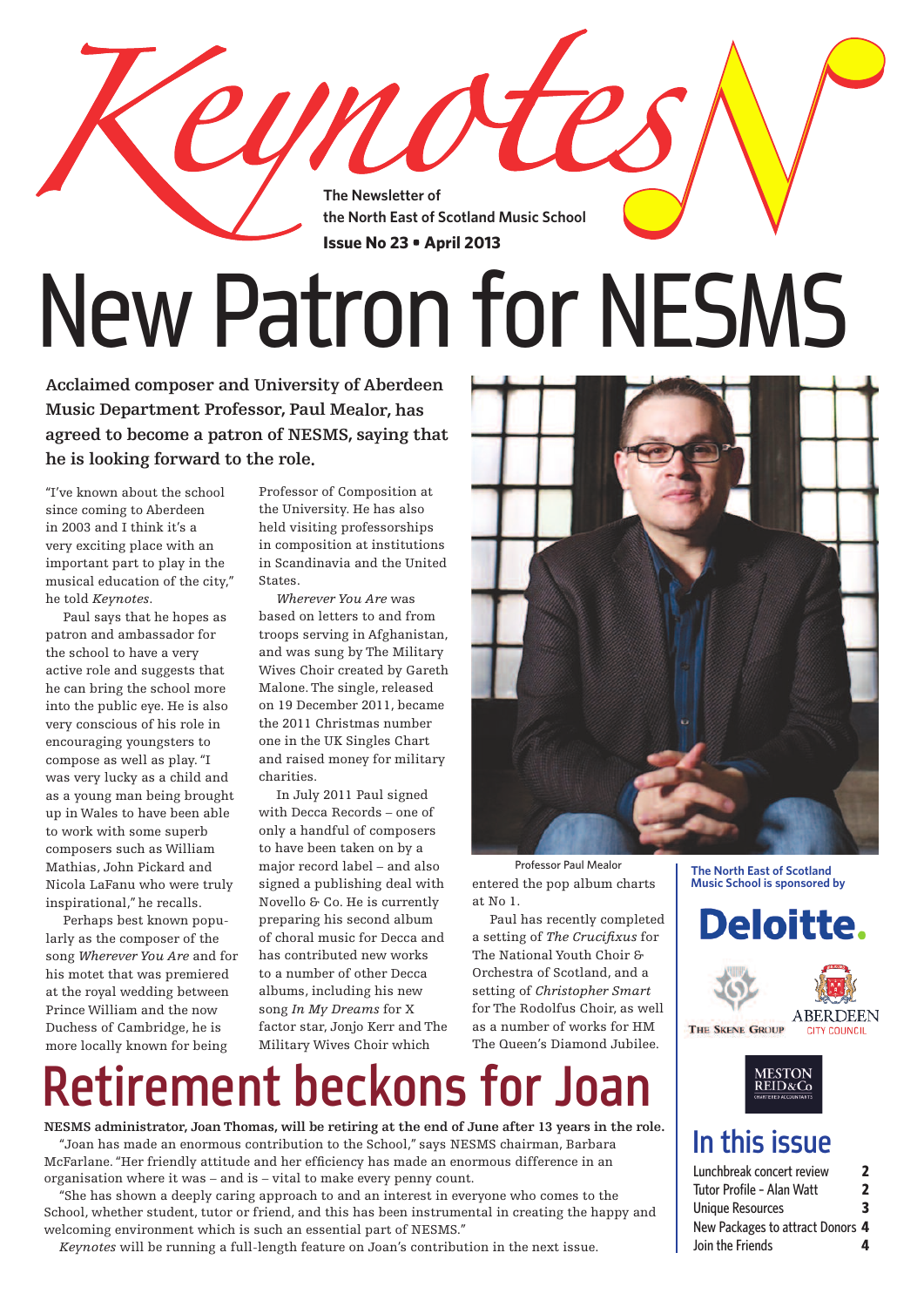# Keynotes

The Newsletter of the North East of Scotland Music School

**Issue No 23 • April 2013**

# New Patron for NESMS

**Acclaimed composer and University of Aberdeen Music Department Professor, Paul Mealor, has agreed to become a patron of NESMS, saying that he is looking forward to the role.**

"I've known about the school since coming to Aberdeen in 2003 and I think it's a very exciting place with an important part to play in the musical education of the city," he told *Keynotes*.

Paul says that he hopes as patron and ambassador for the school to have a very active role and suggests that he can bring the school more into the public eye. He is also very conscious of his role in encouraging youngsters to compose as well as play. "I was very lucky as a child and as a young man being brought up in Wales to have been able to work with some superb composers such as William Mathias, John Pickard and Nicola LaFanu who were truly inspirational," he recalls.

Perhaps best known popularly as the composer of the song *Wherever You Are* and for his motet that was premiered at the royal wedding between Prince William and the now Duchess of Cambridge, he is more locally known for being Professor of Composition at the University. He has also held visiting professorships in composition at institutions in Scandinavia and the United States.

*Wherever You Are* was based on letters to and from troops serving in Afghanistan, and was sung by The Military Wives Choir created by Gareth Malone. The single, released on 19 December 2011, became the 2011 Christmas number one in the UK Singles Chart and raised money for military charities.

In July 2011 Paul signed with Decca Records – one of only a handful of composers to have been taken on by a major record label – and also signed a publishing deal with Novello & Co. He is currently preparing his second album of choral music for Decca and has contributed new works to a number of other Decca albums, including his new song *In My Dreams* for X factor star, Jonjo Kerr and The Military Wives Choir which entered the pop album charts at No 1.

Professor Paul Mealor

Paul has recently completed a setting of *The Crucifixus* for The National Youth Choir & Orchestra of Scotland, and a setting of *Christopher Smart* for The Rodolfus Choir, as well as a number of works for HM The Queen's Diamond Jubilee.

# Retirement beckons for Joan

**NESMS administrator, Joan Thomas, will be retiring at the end of June after 13 years in the role.**

"Joan has made an enormous contribution to the School," says NESMS chairman, Barbara McFarlane. "Her friendly attitude and her efficiency has made an enormous difference in an organisation where it was – and is – vital to make every penny count.

"She has shown a deeply caring approach to and an interest in everyone who comes to the School, whether student, tutor or friend, and this has been instrumental in creating the happy and welcoming environment which is such an essential part of NESMS."

*Keynotes* will be running a full-length feature on Joan's contribution in the next issue.

**The North East of Scotland Music School is sponsored by**

Deloitte. The Skene Group Aberdeen City Council Meston Reid & Co Chartered Accountants

## In this issue

| | |
|---|---|
| Lunchbreak concert review | 2 |
| Tutor Profile - Alan Watt | 2 |
| Unique Resources | 3 |
| New Packages to attract Donors | 4 |
| Join the Friends | 4 |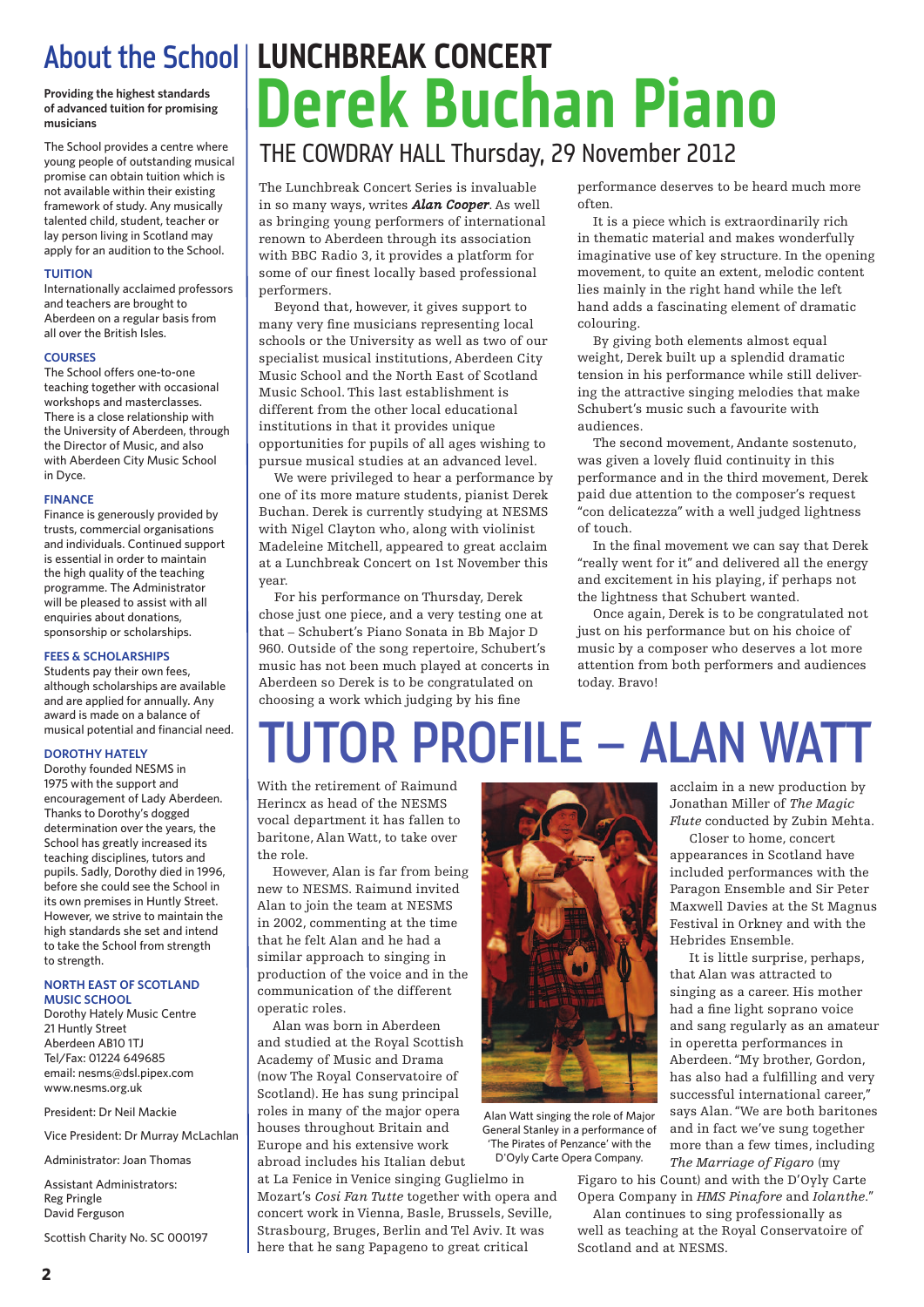# About the School

**Providing the highest standards of advanced tuition for promising musicians**

The School provides a centre where young people of outstanding musical promise can obtain tuition which is not available within their existing framework of study. Any musically talented child, student, teacher or lay person living in Scotland may apply for an audition to the School.

### TUITION

Internationally acclaimed professors and teachers are brought to Aberdeen on a regular basis from all over the British Isles.

### COURSES

The School offers one-to-one teaching together with occasional workshops and masterclasses. There is a close relationship with the University of Aberdeen, through the Director of Music, and also with Aberdeen City Music School in Dyce.

### FINANCE

Finance is generously provided by trusts, commercial organisations and individuals. Continued support is essential in order to maintain the high quality of the teaching programme. The Administrator will be pleased to assist with all enquiries about donations, sponsorship or scholarships.

### FEES & SCHOLARSHIPS

Students pay their own fees, although scholarships are available and are applied for annually. Any award is made on a balance of musical potential and financial need.

### DOROTHY HATELY

Dorothy founded NESMS in 1975 with the support and encouragement of Lady Aberdeen. Thanks to Dorothy's dogged determination over the years, the School has greatly increased its teaching disciplines, tutors and pupils. Sadly, Dorothy died in 1996, before she could see the School in its own premises in Huntly Street. However, we strive to maintain the high standards she set and intend to take the School from strength to strength.

### NORTH EAST OF SCOTLAND MUSIC SCHOOL

Dorothy Hately Music Centre
21 Huntly Street
Aberdeen AB10 1TJ
Tel/Fax: 01224 649685
email: nesms@dsl.pipex.com
www.nesms.org.uk

President: Dr Neil Mackie

Vice President: Dr Murray McLachlan

Administrator: Joan Thomas

Assistant Administrators:
Reg Pringle
David Ferguson

Scottish Charity No. SC 000197

# LUNCHBREAK CONCERT

# Derek Buchan Piano

## THE COWDRAY HALL Thursday, 29 November 2012

The Lunchbreak Concert Series is invaluable in so many ways, writes ***Alan Cooper***. As well as bringing young performers of international renown to Aberdeen through its association with BBC Radio 3, it provides a platform for some of our finest locally based professional performers.

Beyond that, however, it gives support to many very fine musicians representing local schools or the University as well as two of our specialist musical institutions, Aberdeen City Music School and the North East of Scotland Music School. This last establishment is different from the other local educational institutions in that it provides unique opportunities for pupils of all ages wishing to pursue musical studies at an advanced level.

We were privileged to hear a performance by one of its more mature students, pianist Derek Buchan. Derek is currently studying at NESMS with Nigel Clayton who, along with violinist Madeleine Mitchell, appeared to great acclaim at a Lunchbreak Concert on 1st November this year.

For his performance on Thursday, Derek chose just one piece, and a very testing one at that – Schubert's Piano Sonata in Bb Major D 960. Outside of the song repertoire, Schubert's music has not been much played at concerts in Aberdeen so Derek is to be congratulated on choosing a work which judging by his fine performance deserves to be heard much more often.

It is a piece which is extraordinarily rich in thematic material and makes wonderfully imaginative use of key structure. In the opening movement, to quite an extent, melodic content lies mainly in the right hand while the left hand adds a fascinating element of dramatic colouring.

By giving both elements almost equal weight, Derek built up a splendid dramatic tension in his performance while still delivering the attractive singing melodies that make Schubert's music such a favourite with audiences.

The second movement, Andante sostenuto, was given a lovely fluid continuity in this performance and in the third movement, Derek paid due attention to the composer's request "con delicatezza" with a well judged lightness of touch.

In the final movement we can say that Derek "really went for it" and delivered all the energy and excitement in his playing, if perhaps not the lightness that Schubert wanted.

Once again, Derek is to be congratulated not just on his performance but on his choice of music by a composer who deserves a lot more attention from both performers and audiences today. Bravo!

# TUTOR PROFILE – ALAN WATT

With the retirement of Raimund Herincx as head of the NESMS vocal department it has fallen to baritone, Alan Watt, to take over the role.

However, Alan is far from being new to NESMS. Raimund invited Alan to join the team at NESMS in 2002, commenting at the time that he felt Alan and he had a similar approach to singing in production of the voice and in the communication of the different operatic roles.

Alan was born in Aberdeen and studied at the Royal Scottish Academy of Music and Drama (now The Royal Conservatoire of Scotland). He has sung principal roles in many of the major opera houses throughout Britain and Europe and his extensive work abroad includes his Italian debut at La Fenice in Venice singing Guglielmo in Mozart's *Cosi Fan Tutte* together with opera and concert work in Vienna, Basle, Brussels, Seville, Strasbourg, Bruges, Berlin and Tel Aviv. It was here that he sang Papageno to great critical acclaim in a new production by Jonathan Miller of *The Magic Flute* conducted by Zubin Mehta.

Alan Watt singing the role of Major General Stanley in a performance of 'The Pirates of Penzance' with the D'Oyly Carte Opera Company.

Closer to home, concert appearances in Scotland have included performances with the Paragon Ensemble and Sir Peter Maxwell Davies at the St Magnus Festival in Orkney and with the Hebrides Ensemble.

It is little surprise, perhaps, that Alan was attracted to singing as a career. His mother had a fine light soprano voice and sang regularly as an amateur in operetta performances in Aberdeen. "My brother, Gordon, has also had a fulfilling and very successful international career," says Alan. "We are both baritones and in fact we've sung together more than a few times, including *The Marriage of Figaro* (my Figaro to his Count) and with the D'Oyly Carte Opera Company in *HMS Pinafore* and *Iolanthe*."

Alan continues to sing professionally as well as teaching at the Royal Conservatoire of Scotland and at NESMS.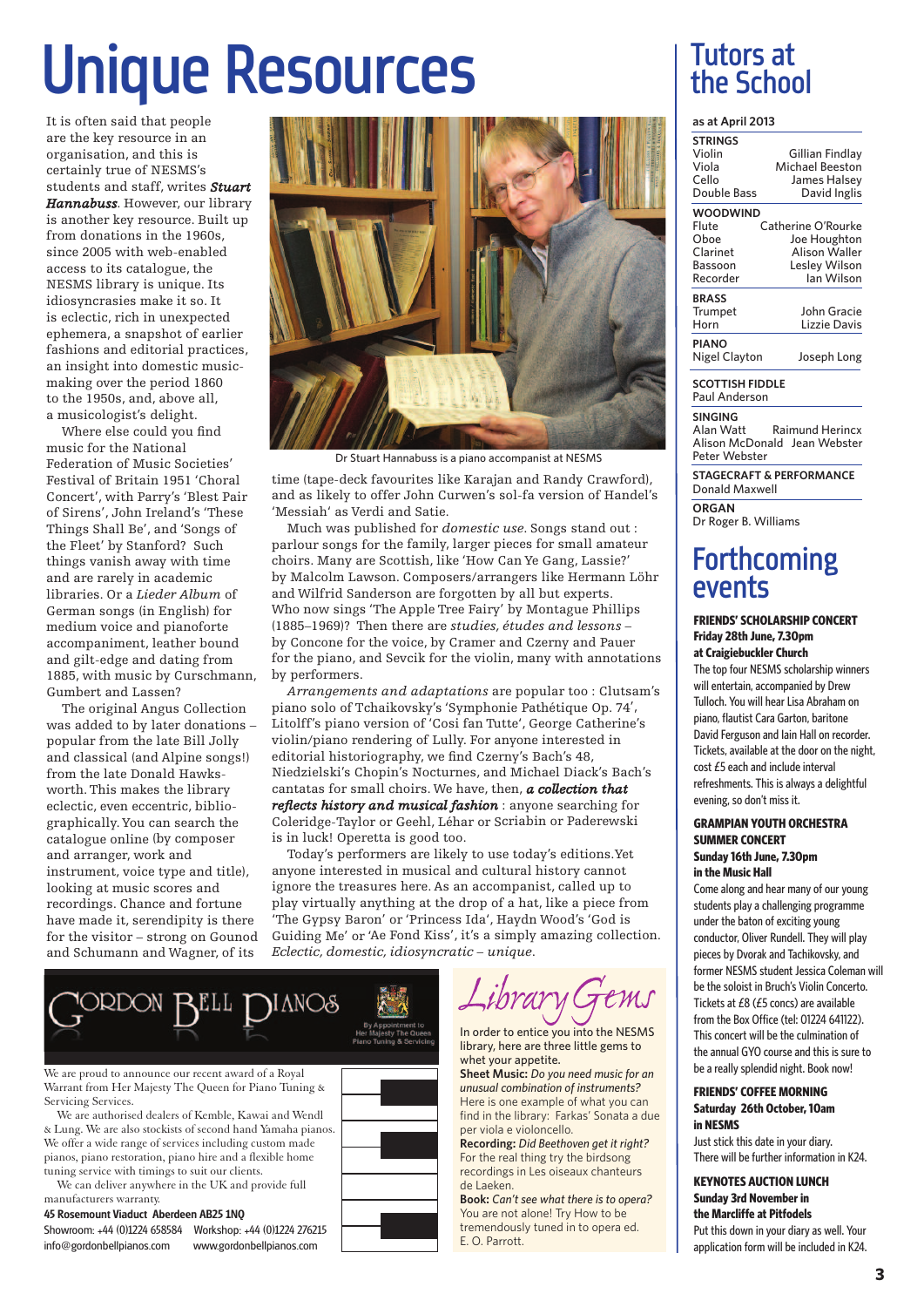# Unique Resources

It is often said that people are the key resource in an organisation, and this is certainly true of NESMS's students and staff, writes ***Stuart Hannabuss***. However, our library is another key resource. Built up from donations in the 1960s, since 2005 with web-enabled access to its catalogue, the NESMS library is unique. Its idiosyncrasies make it so. It is eclectic, rich in unexpected ephemera, a snapshot of earlier fashions and editorial practices, an insight into domestic music-making over the period 1860 to the 1950s, and, above all, a musicologist's delight.

Where else could you find music for the National Federation of Music Societies' Festival of Britain 1951 'Choral Concert', with Parry's 'Blest Pair of Sirens', John Ireland's 'These Things Shall Be', and 'Songs of the Fleet' by Stanford? Such things vanish away with time and are rarely in academic libraries. Or a *Lieder Album* of German songs (in English) for medium voice and pianoforte accompaniment, leather bound and gilt-edge and dating from 1885, with music by Curschmann, Gumbert and Lassen?

The original Angus Collection was added to by later donations – popular from the late Bill Jolly and classical (and Alpine songs!) from the late Donald Hawksworth. This makes the library eclectic, even eccentric, bibliographically. You can search the catalogue online (by composer and arranger, work and instrument, voice type and title), looking at music scores and recordings. Chance and fortune have made it, serendipity is there for the visitor – strong on Gounod and Schumann and Wagner, of its

Dr Stuart Hannabuss is a piano accompanist at NESMS

time (tape-deck favourites like Karajan and Randy Crawford), and as likely to offer John Curwen's sol-fa version of Handel's 'Messiah' as Verdi and Satie.

Much was published for *domestic use*. Songs stand out : parlour songs for the family, larger pieces for small amateur choirs. Many are Scottish, like 'How Can Ye Gang, Lassie?' by Malcolm Lawson. Composers/arrangers like Hermann Löhr and Wilfrid Sanderson are forgotten by all but experts. Who now sings 'The Apple Tree Fairy' by Montague Phillips (1885–1969)? Then there are *studies, études and lessons* – by Concone for the voice, by Cramer and Czerny and Pauer for the piano, and Sevcik for the violin, many with annotations by performers.

*Arrangements and adaptations* are popular too : Clutsam's piano solo of Tchaikovsky's 'Symphonie Pathétique Op. 74', Litolff's piano version of 'Cosi fan Tutte', George Catherine's violin/piano rendering of Lully. For anyone interested in editorial historiography, we find Czerny's Bach's 48, Niedzielski's Chopin's Nocturnes, and Michael Diack's Bach's cantatas for small choirs. We have, then, ***a collection that reflects history and musical fashion*** : anyone searching for Coleridge-Taylor or Geehl, Léhar or Scriabin or Paderewski is in luck! Operetta is good too.

Today's performers are likely to use today's editions. Yet anyone interested in musical and cultural history cannot ignore the treasures here. As an accompanist, called up to play virtually anything at the drop of a hat, like a piece from 'The Gypsy Baron' or 'Princess Ida', Haydn Wood's 'God is Guiding Me' or 'Ae Fond Kiss', it's a simply amazing collection. *Eclectic, domestic, idiosyncratic – unique.*

## Gordon Bell Pianos

By Appointment to Her Majesty The Queen Piano Tuning & Servicing

We are proud to announce our recent award of a Royal Warrant from Her Majesty The Queen for Piano Tuning & Servicing Services.

We are authorised dealers of Kemble, Kawai and Wendl & Lung. We are also stockists of second hand Yamaha pianos. We offer a wide range of services including custom made pianos, piano restoration, piano hire and a flexible home tuning service with timings to suit our clients.

We can deliver anywhere in the UK and provide full manufacturers warranty.

**45 Rosemount Viaduct Aberdeen AB25 1NQ**
Showroom: +44 (0)1224 658584 Workshop: +44 (0)1224 276215
info@gordonbellpianos.com www.gordonbellpianos.com

## Library Gems

In order to entice you into the NESMS library, here are three little gems to whet your appetite.

**Sheet Music:** *Do you need music for an unusual combination of instruments?* Here is one example of what you can find in the library: Farkas' Sonata a due per viola e violoncello.

**Recording:** *Did Beethoven get it right?* For the real thing try the birdsong recordings in Les oiseaux chanteurs de Laeken.

**Book:** *Can't see what there is to opera?* You are not alone! Try How to be tremendously tuned in to opera ed. E. O. Parrott.

# Tutors at the School

**as at April 2013**

**STRINGS**

| | |
|---|---|
| Violin | Gillian Findlay |
| Viola | Michael Beeston |
| Cello | James Halsey |
| Double Bass | David Inglis |

**WOODWIND**

| | |
|---|---|
| Flute | Catherine O'Rourke |
| Oboe | Joe Houghton |
| Clarinet | Alison Waller |
| Bassoon | Lesley Wilson |
| Recorder | Ian Wilson |

**BRASS**

| | |
|---|---|
| Trumpet | John Gracie |
| Horn | Lizzie Davis |

**PIANO**
Nigel Clayton, Joseph Long

**SCOTTISH FIDDLE**
Paul Anderson

**SINGING**
Alan Watt, Raimund Herincx, Alison McDonald, Jean Webster, Peter Webster

**STAGECRAFT & PERFORMANCE**
Donald Maxwell

**ORGAN**
Dr Roger B. Williams

# Forthcoming events

**FRIENDS' SCHOLARSHIP CONCERT**
**Friday 28th June, 7.30pm**
**at Craigiebuckler Church**

The top four NESMS scholarship winners will entertain, accompanied by Drew Tulloch. You will hear Lisa Abraham on piano, flautist Cara Garton, baritone David Ferguson and Iain Hall on recorder. Tickets, available at the door on the night, cost £5 each and include interval refreshments. This is always a delightful evening, so don't miss it.

**GRAMPIAN YOUTH ORCHESTRA SUMMER CONCERT**
**Sunday 16th June, 7.30pm**
**in the Music Hall**

Come along and hear many of our young students play a challenging programme under the baton of exciting young conductor, Oliver Rundell. They will play pieces by Dvorak and Tachikovsky, and former NESMS student Jessica Coleman will be the soloist in Bruch's Violin Concerto. Tickets at £8 (£5 concs) are available from the Box Office (tel: 01224 641122). This concert will be the culmination of the annual GYO course and this is sure to be a really splendid night. Book now!

**FRIENDS' COFFEE MORNING**
**Saturday 26th October, 10am**
**in NESMS**

Just stick this date in your diary. There will be further information in K24.

**KEYNOTES AUCTION LUNCH**
**Sunday 3rd November in the Marcliffe at Pitfodels**

Put this down in your diary as well. Your application form will be included in K24.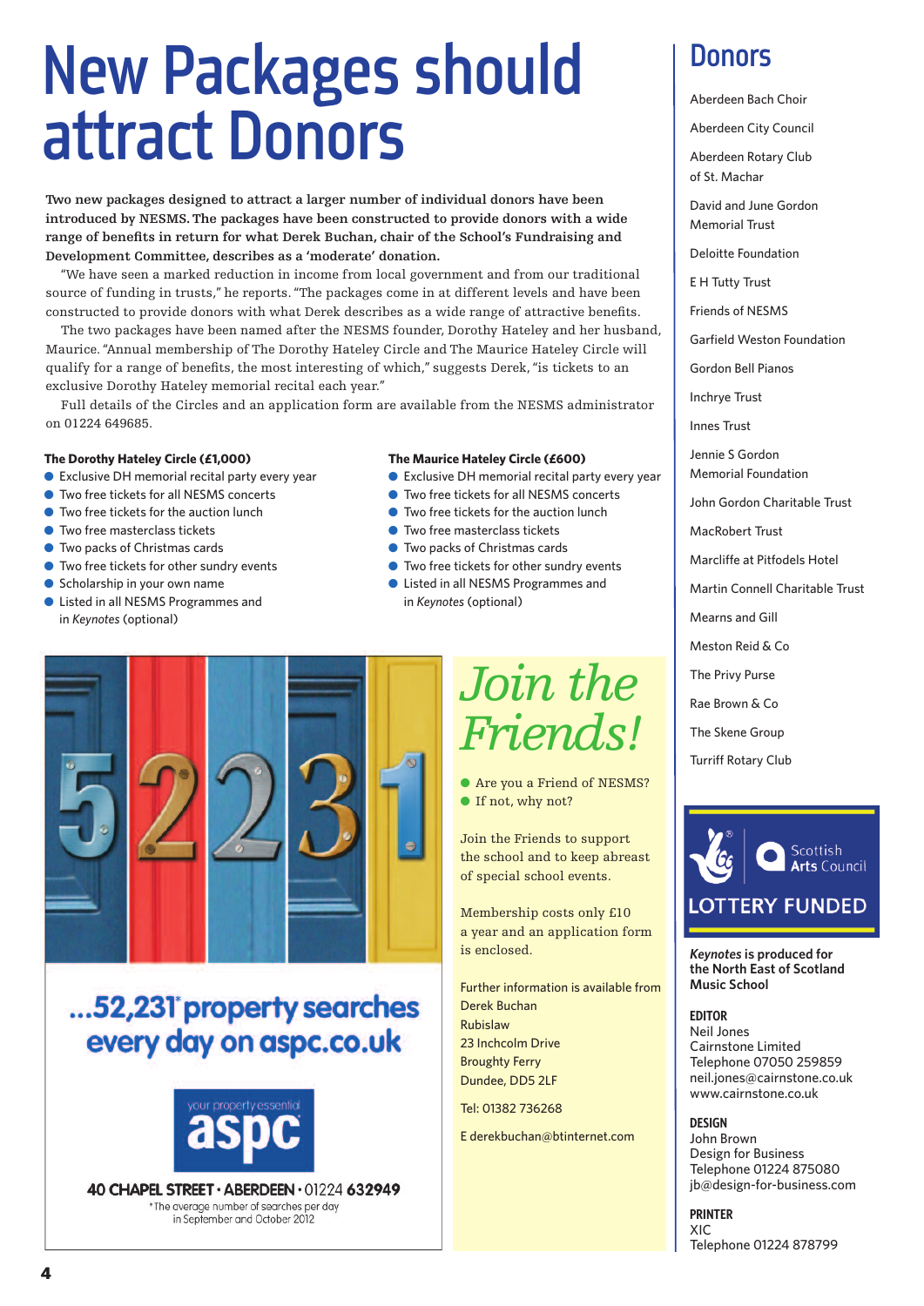# New Packages should attract Donors

**Two new packages designed to attract a larger number of individual donors have been introduced by NESMS. The packages have been constructed to provide donors with a wide range of benefits in return for what Derek Buchan, chair of the School's Fundraising and Development Committee, describes as a 'moderate' donation.**

"We have seen a marked reduction in income from local government and from our traditional source of funding in trusts," he reports. "The packages come in at different levels and have been constructed to provide donors with what Derek describes as a wide range of attractive benefits.

The two packages have been named after the NESMS founder, Dorothy Hateley and her husband, Maurice. "Annual membership of The Dorothy Hateley Circle and The Maurice Hateley Circle will qualify for a range of benefits, the most interesting of which," suggests Derek, "is tickets to an exclusive Dorothy Hateley memorial recital each year."

Full details of the Circles and an application form are available from the NESMS administrator on 01224 649685.

**The Dorothy Hateley Circle (£1,000)**

- Exclusive DH memorial recital party every year
- Two free tickets for all NESMS concerts
- Two free tickets for the auction lunch
- Two free masterclass tickets
- Two packs of Christmas cards
- Two free tickets for other sundry events
- Scholarship in your own name
- Listed in all NESMS Programmes and in *Keynotes* (optional)

**The Maurice Hateley Circle (£600)**

- Exclusive DH memorial recital party every year
- Two free tickets for all NESMS concerts
- Two free tickets for the auction lunch
- Two free masterclass tickets
- Two packs of Christmas cards
- Two free tickets for other sundry events
- Listed in all NESMS Programmes and in *Keynotes* (optional)

...52,231* property searches every day on aspc.co.uk

your property essential aspc

40 CHAPEL STREET · ABERDEEN · 01224 632949

*The average number of searches per day in September and October 2012

## *Join the Friends!*

- Are you a Friend of NESMS?
- If not, why not?

Join the Friends to support the school and to keep abreast of special school events.

Membership costs only £10 a year and an application form is enclosed.

Further information is available from
Derek Buchan
Rubislaw
23 Inchcolm Drive
Broughty Ferry
Dundee, DD5 2LF

Tel: 01382 736268

E derekbuchan@btinternet.com

## Donors

- Aberdeen Bach Choir
- Aberdeen City Council
- Aberdeen Rotary Club of St. Machar
- David and June Gordon Memorial Trust
- Deloitte Foundation
- E H Tutty Trust
- Friends of NESMS
- Garfield Weston Foundation
- Gordon Bell Pianos
- Inchrye Trust
- Innes Trust
- Jennie S Gordon Memorial Foundation
- John Gordon Charitable Trust
- MacRobert Trust
- Marcliffe at Pitfodels Hotel
- Martin Connell Charitable Trust
- Mearns and Gill
- Meston Reid & Co
- The Privy Purse
- Rae Brown & Co
- The Skene Group
- Turriff Rotary Club

Scottish Arts Council
LOTTERY FUNDED

***Keynotes* is produced for the North East of Scotland Music School**

**EDITOR**
Neil Jones
Cairnstone Limited
Telephone 07050 259859
neil.jones@cairnstone.co.uk
www.cairnstone.co.uk

**DESIGN**
John Brown
Design for Business
Telephone 01224 875080
jb@design-for-business.com

**PRINTER**
XIC
Telephone 01224 878799